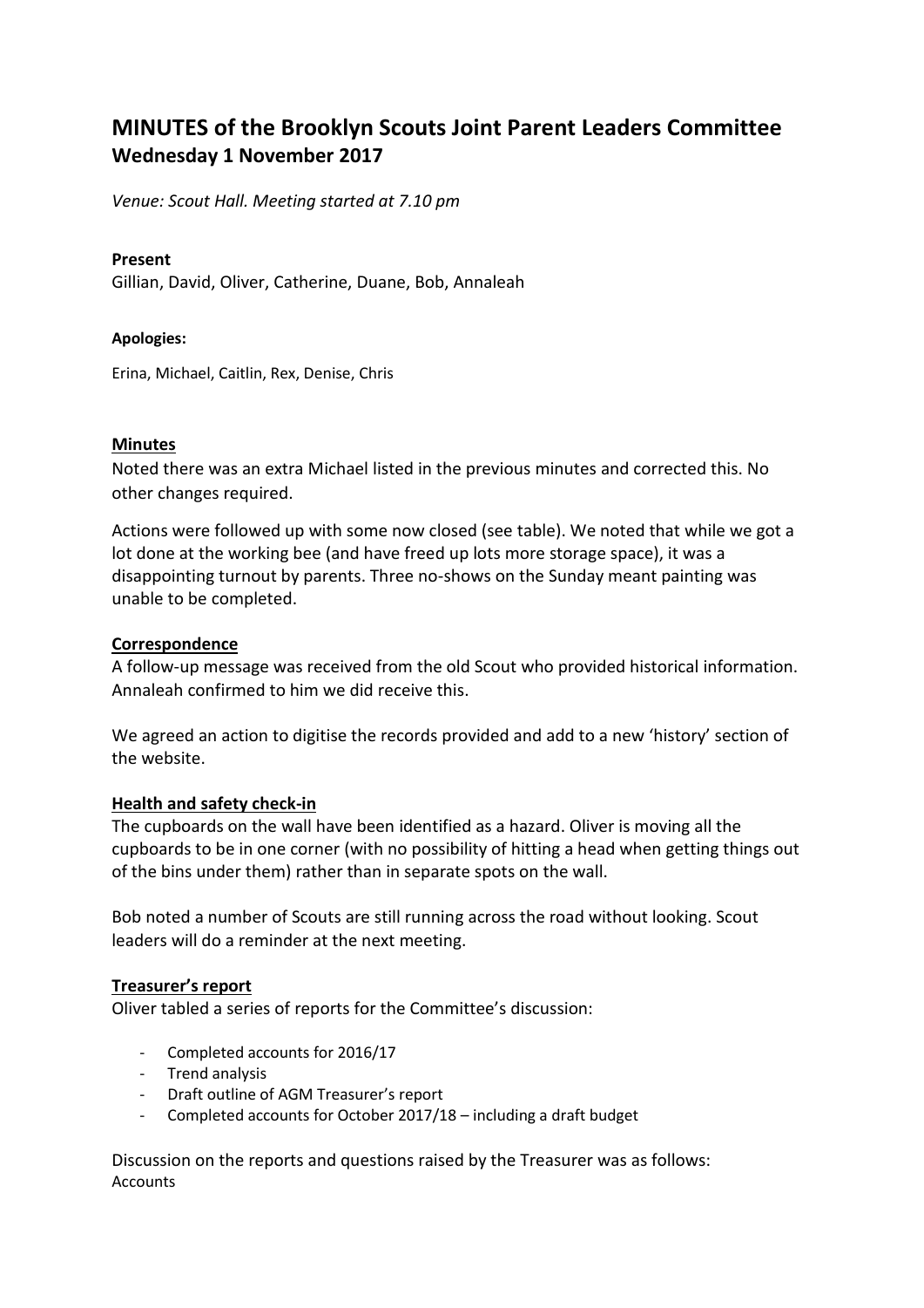# MINUTES of the Brooklyn Scouts Joint Parent Leaders Committee
## Wednesday 1 November 2017

*Venue: Scout Hall. Meeting started at 7.10 pm*

**Present**

Gillian, David, Oliver, Catherine, Duane, Bob, Annaleah

**Apologies:**

Erina, Michael, Caitlin, Rex, Denise, Chris

**Minutes**

Noted there was an extra Michael listed in the previous minutes and corrected this. No other changes required.

Actions were followed up with some now closed (see table). We noted that while we got a lot done at the working bee (and have freed up lots more storage space), it was a disappointing turnout by parents. Three no-shows on the Sunday meant painting was unable to be completed.

**Correspondence**

A follow-up message was received from the old Scout who provided historical information. Annaleah confirmed to him we did receive this.

We agreed an action to digitise the records provided and add to a new 'history' section of the website.

**Health and safety check-in**

The cupboards on the wall have been identified as a hazard. Oliver is moving all the cupboards to be in one corner (with no possibility of hitting a head when getting things out of the bins under them) rather than in separate spots on the wall.

Bob noted a number of Scouts are still running across the road without looking. Scout leaders will do a reminder at the next meeting.

**Treasurer's report**

Oliver tabled a series of reports for the Committee's discussion:

- Completed accounts for 2016/17
- Trend analysis
- Draft outline of AGM Treasurer's report
- Completed accounts for October 2017/18 – including a draft budget

Discussion on the reports and questions raised by the Treasurer was as follows:

Accounts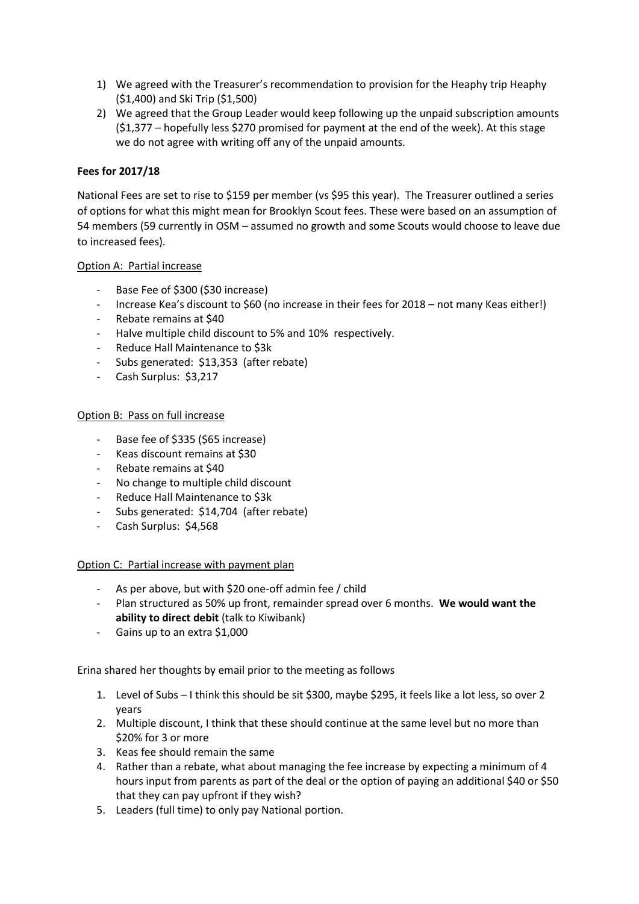1) We agreed with the Treasurer's recommendation to provision for the Heaphy trip Heaphy ($1,400) and Ski Trip ($1,500)
2) We agreed that the Group Leader would keep following up the unpaid subscription amounts ($1,377 – hopefully less $270 promised for payment at the end of the week). At this stage we do not agree with writing off any of the unpaid amounts.

**Fees for 2017/18**

National Fees are set to rise to $159 per member (vs $95 this year). The Treasurer outlined a series of options for what this might mean for Brooklyn Scout fees. These were based on an assumption of 54 members (59 currently in OSM – assumed no growth and some Scouts would choose to leave due to increased fees).

Option A: Partial increase

- Base Fee of $300 ($30 increase)
- Increase Kea's discount to $60 (no increase in their fees for 2018 – not many Keas either!)
- Rebate remains at $40
- Halve multiple child discount to 5% and 10% respectively.
- Reduce Hall Maintenance to $3k
- Subs generated: $13,353 (after rebate)
- Cash Surplus: $3,217

Option B: Pass on full increase

- Base fee of $335 ($65 increase)
- Keas discount remains at $30
- Rebate remains at $40
- No change to multiple child discount
- Reduce Hall Maintenance to $3k
- Subs generated: $14,704 (after rebate)
- Cash Surplus: $4,568

Option C: Partial increase with payment plan

- As per above, but with $20 one-off admin fee / child
- Plan structured as 50% up front, remainder spread over 6 months. **We would want the ability to direct debit** (talk to Kiwibank)
- Gains up to an extra $1,000

Erina shared her thoughts by email prior to the meeting as follows

1. Level of Subs – I think this should be sit $300, maybe $295, it feels like a lot less, so over 2 years
2. Multiple discount, I think that these should continue at the same level but no more than $20% for 3 or more
3. Keas fee should remain the same
4. Rather than a rebate, what about managing the fee increase by expecting a minimum of 4 hours input from parents as part of the deal or the option of paying an additional $40 or $50 that they can pay upfront if they wish?
5. Leaders (full time) to only pay National portion.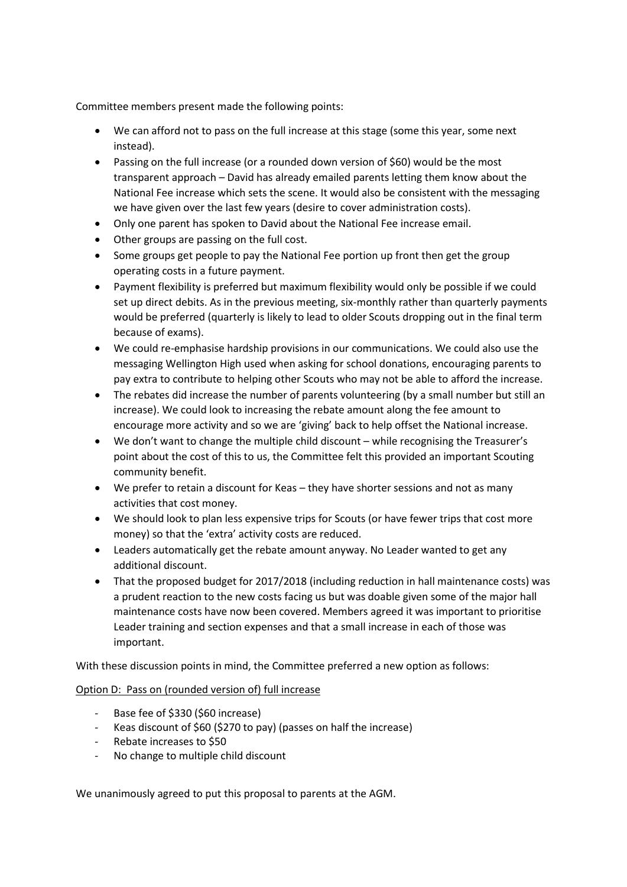Committee members present made the following points:

- We can afford not to pass on the full increase at this stage (some this year, some next instead).
- Passing on the full increase (or a rounded down version of $60) would be the most transparent approach – David has already emailed parents letting them know about the National Fee increase which sets the scene. It would also be consistent with the messaging we have given over the last few years (desire to cover administration costs).
- Only one parent has spoken to David about the National Fee increase email.
- Other groups are passing on the full cost.
- Some groups get people to pay the National Fee portion up front then get the group operating costs in a future payment.
- Payment flexibility is preferred but maximum flexibility would only be possible if we could set up direct debits. As in the previous meeting, six-monthly rather than quarterly payments would be preferred (quarterly is likely to lead to older Scouts dropping out in the final term because of exams).
- We could re-emphasise hardship provisions in our communications. We could also use the messaging Wellington High used when asking for school donations, encouraging parents to pay extra to contribute to helping other Scouts who may not be able to afford the increase.
- The rebates did increase the number of parents volunteering (by a small number but still an increase). We could look to increasing the rebate amount along the fee amount to encourage more activity and so we are 'giving' back to help offset the National increase.
- We don't want to change the multiple child discount – while recognising the Treasurer's point about the cost of this to us, the Committee felt this provided an important Scouting community benefit.
- We prefer to retain a discount for Keas – they have shorter sessions and not as many activities that cost money.
- We should look to plan less expensive trips for Scouts (or have fewer trips that cost more money) so that the 'extra' activity costs are reduced.
- Leaders automatically get the rebate amount anyway. No Leader wanted to get any additional discount.
- That the proposed budget for 2017/2018 (including reduction in hall maintenance costs) was a prudent reaction to the new costs facing us but was doable given some of the major hall maintenance costs have now been covered. Members agreed it was important to prioritise Leader training and section expenses and that a small increase in each of those was important.

With these discussion points in mind, the Committee preferred a new option as follows:

<u>Option D: Pass on (rounded version of) full increase</u>

- Base fee of $330 ($60 increase)
- Keas discount of $60 ($270 to pay) (passes on half the increase)
- Rebate increases to $50
- No change to multiple child discount

We unanimously agreed to put this proposal to parents at the AGM.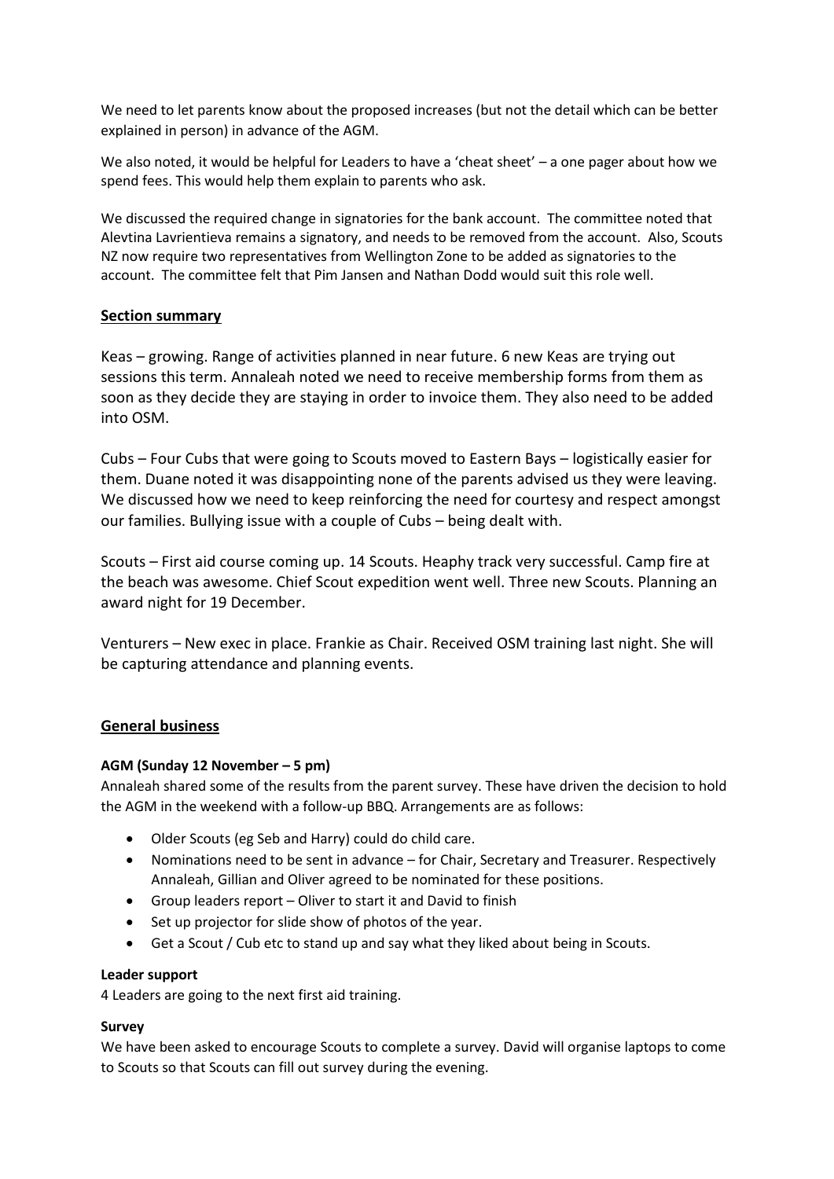We need to let parents know about the proposed increases (but not the detail which can be better explained in person) in advance of the AGM.

We also noted, it would be helpful for Leaders to have a 'cheat sheet' – a one pager about how we spend fees. This would help them explain to parents who ask.

We discussed the required change in signatories for the bank account. The committee noted that Alevtina Lavrientieva remains a signatory, and needs to be removed from the account. Also, Scouts NZ now require two representatives from Wellington Zone to be added as signatories to the account. The committee felt that Pim Jansen and Nathan Dodd would suit this role well.

## Section summary

Keas – growing. Range of activities planned in near future. 6 new Keas are trying out sessions this term. Annaleah noted we need to receive membership forms from them as soon as they decide they are staying in order to invoice them. They also need to be added into OSM.

Cubs – Four Cubs that were going to Scouts moved to Eastern Bays – logistically easier for them. Duane noted it was disappointing none of the parents advised us they were leaving. We discussed how we need to keep reinforcing the need for courtesy and respect amongst our families. Bullying issue with a couple of Cubs – being dealt with.

Scouts – First aid course coming up. 14 Scouts. Heaphy track very successful. Camp fire at the beach was awesome. Chief Scout expedition went well. Three new Scouts. Planning an award night for 19 December.

Venturers – New exec in place. Frankie as Chair. Received OSM training last night. She will be capturing attendance and planning events.

## General business

**AGM (Sunday 12 November – 5 pm)**

Annaleah shared some of the results from the parent survey. These have driven the decision to hold the AGM in the weekend with a follow-up BBQ. Arrangements are as follows:

- Older Scouts (eg Seb and Harry) could do child care.
- Nominations need to be sent in advance – for Chair, Secretary and Treasurer. Respectively Annaleah, Gillian and Oliver agreed to be nominated for these positions.
- Group leaders report – Oliver to start it and David to finish
- Set up projector for slide show of photos of the year.
- Get a Scout / Cub etc to stand up and say what they liked about being in Scouts.

**Leader support**

4 Leaders are going to the next first aid training.

**Survey**

We have been asked to encourage Scouts to complete a survey. David will organise laptops to come to Scouts so that Scouts can fill out survey during the evening.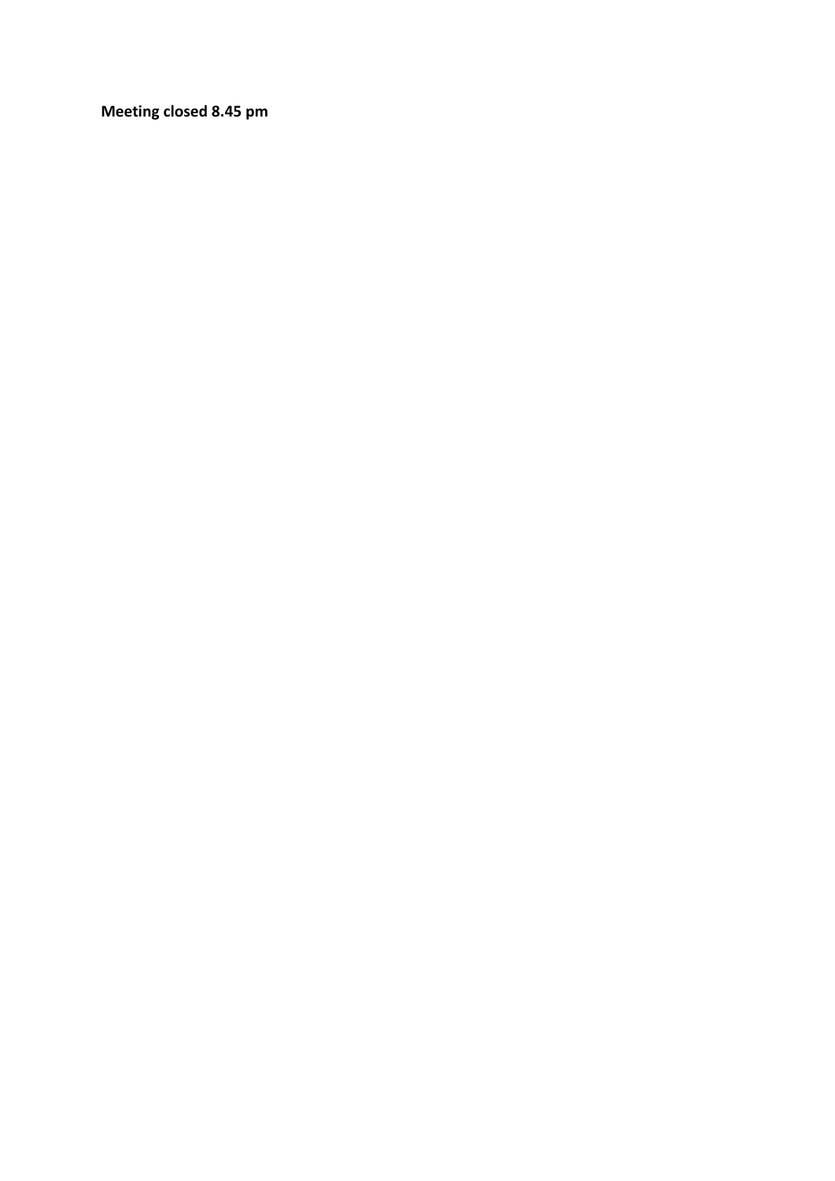**Meeting closed 8.45 pm**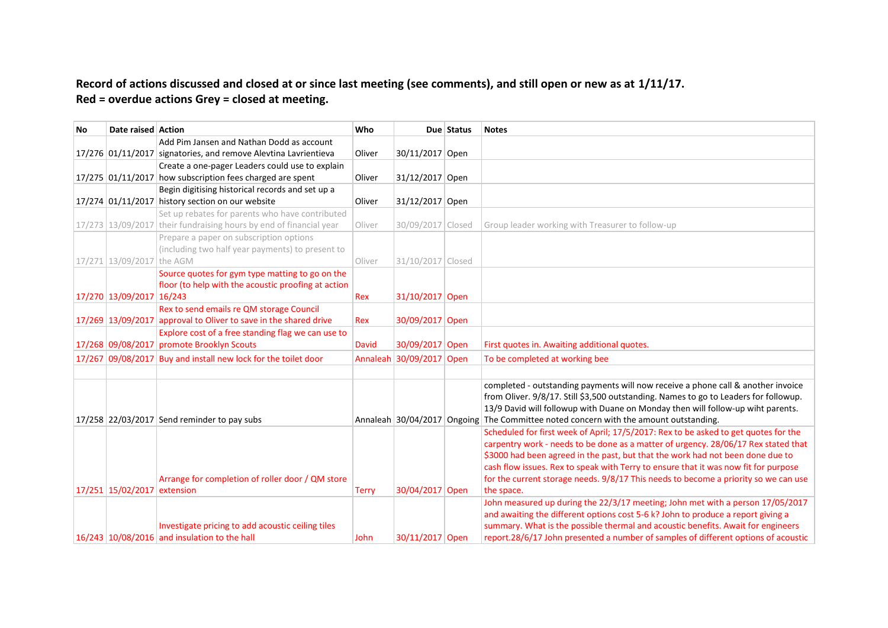**Record of actions discussed and closed at or since last meeting (see comments), and still open or new as at 1/11/17.**
**Red = overdue actions Grey = closed at meeting.**

| No | Date raised | Action | Who | Due | Status | Notes |
|---|---|---|---|---|---|---|
| 17/276 | 01/11/2017 | Add Pim Jansen and Nathan Dodd as account signatories, and remove Alevtina Lavrientieva | Oliver | 30/11/2017 | Open | |
| 17/275 | 01/11/2017 | Create a one-pager Leaders could use to explain how subscription fees charged are spent | Oliver | 31/12/2017 | Open | |
| 17/274 | 01/11/2017 | Begin digitising historical records and set up a history section on our website | Oliver | 31/12/2017 | Open | |
| 17/273 | 13/09/2017 | Set up rebates for parents who have contributed their fundraising hours by end of financial year | Oliver | 30/09/2017 | Closed | Group leader working with Treasurer to follow-up |
| 17/271 | 13/09/2017 | Prepare a paper on subscription options (including two half year payments) to present to the AGM | Oliver | 31/10/2017 | Closed | |
| 17/270 | 13/09/2017 | Source quotes for gym type matting to go on the floor (to help with the acoustic proofing at action 16/243 | Rex | 31/10/2017 | Open | |
| 17/269 | 13/09/2017 | Rex to send emails re QM storage Council approval to Oliver to save in the shared drive | Rex | 30/09/2017 | Open | |
| 17/268 | 09/08/2017 | Explore cost of a free standing flag we can use to promote Brooklyn Scouts | David | 30/09/2017 | Open | First quotes in. Awaiting additional quotes. |
| 17/267 | 09/08/2017 | Buy and install new lock for the toilet door | Annaleah | 30/09/2017 | Open | To be completed at working bee |
| | | | | | | |
| 17/258 | 22/03/2017 | Send reminder to pay subs | Annaleah | 30/04/2017 | Ongoing | completed - outstanding payments will now receive a phone call & another invoice from Oliver. 9/8/17. Still $3,500 outstanding. Names to go to Leaders for followup. 13/9 David will followup with Duane on Monday then will follow-up wiht parents. The Committee noted concern with the amount outstanding. |
| 17/251 | 15/02/2017 | Arrange for completion of roller door / QM store extension | Terry | 30/04/2017 | Open | Scheduled for first week of April; 17/5/2017: Rex to be asked to get quotes for the carpentry work - needs to be done as a matter of urgency. 28/06/17 Rex stated that $3000 had been agreed in the past, but that the work had not been done due to cash flow issues. Rex to speak with Terry to ensure that it was now fit for purpose for the current storage needs. 9/8/17 This needs to become a priority so we can use the space. |
| 16/243 | 10/08/2016 | Investigate pricing to add acoustic ceiling tiles and insulation to the hall | John | 30/11/2017 | Open | John measured up during the 22/3/17 meeting; John met with a person 17/05/2017 and awaiting the different options cost 5-6 k? John to produce a report giving a summary. What is the possible thermal and acoustic benefits. Await for engineers report.28/6/17 John presented a number of samples of different options of acoustic |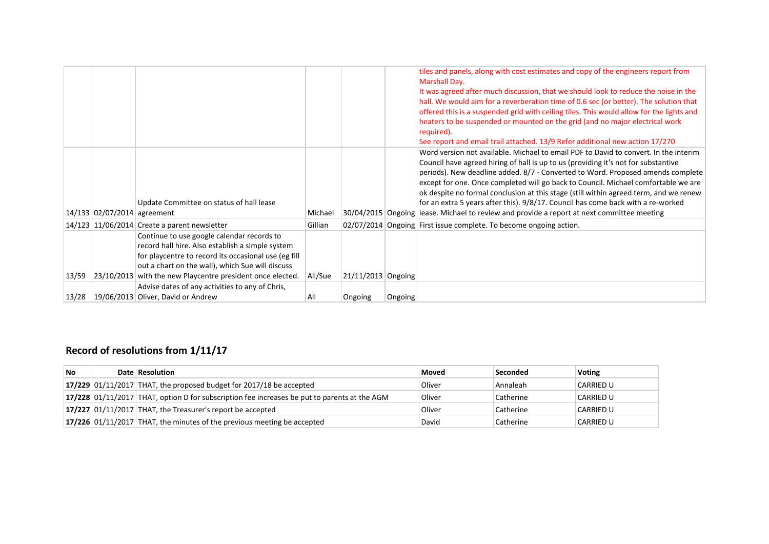| | | | | | | |
|---|---|---|---|---|---|---|
| | | | | | | tiles and panels, along with cost estimates and copy of the engineers report from Marshall Day. It was agreed after much discussion, that we should look to reduce the noise in the hall. We would aim for a reverberation time of 0.6 sec (or better). The solution that offered this is a suspended grid with ceiling tiles. This would allow for the lights and heaters to be suspended or mounted on the grid (and no major electrical work required). See report and email trail attached. 13/9 Refer additional new action 17/270 |
| 14/133 | 02/07/2014 | Update Committee on status of hall lease agreement | Michael | 30/04/2015 | Ongoing | Word version not available. Michael to email PDF to David to convert. In the interim Council have agreed hiring of hall is up to us (providing it's not for substantive periods). New deadline added. 8/7 - Converted to Word. Proposed amends complete except for one. Once completed will go back to Council. Michael comfortable we are ok despite no formal conclusion at this stage (still within agreed term, and we renew for an extra 5 years after this). 9/8/17. Council has come back with a re-worked lease. Michael to review and provide a report at next committee meeting |
| 14/123 | 11/06/2014 | Create a parent newsletter | Gillian | 02/07/2014 | Ongoing | First issue complete. To become ongoing action. |
| 13/59 | 23/10/2013 | Continue to use google calendar records to record hall hire. Also establish a simple system for playcentre to record its occasional use (eg fill out a chart on the wall), which Sue will discuss with the new Playcentre president once elected. | All/Sue | 21/11/2013 | Ongoing | |
| 13/28 | 19/06/2013 | Advise dates of any activities to any of Chris, Oliver, David or Andrew | All | Ongoing | Ongoing | |

## Record of resolutions from 1/11/17

| No | Date | Resolution | Moved | Seconded | Voting |
|---|---|---|---|---|---|
| **17/229** | 01/11/2017 | THAT, the proposed budget for 2017/18 be accepted | Oliver | Annaleah | CARRIED U |
| **17/228** | 01/11/2017 | THAT, option D for subscription fee increases be put to parents at the AGM | Oliver | Catherine | CARRIED U |
| **17/227** | 01/11/2017 | THAT, the Treasurer's report be accepted | Oliver | Catherine | CARRIED U |
| **17/226** | 01/11/2017 | THAT, the minutes of the previous meeting be accepted | David | Catherine | CARRIED U |